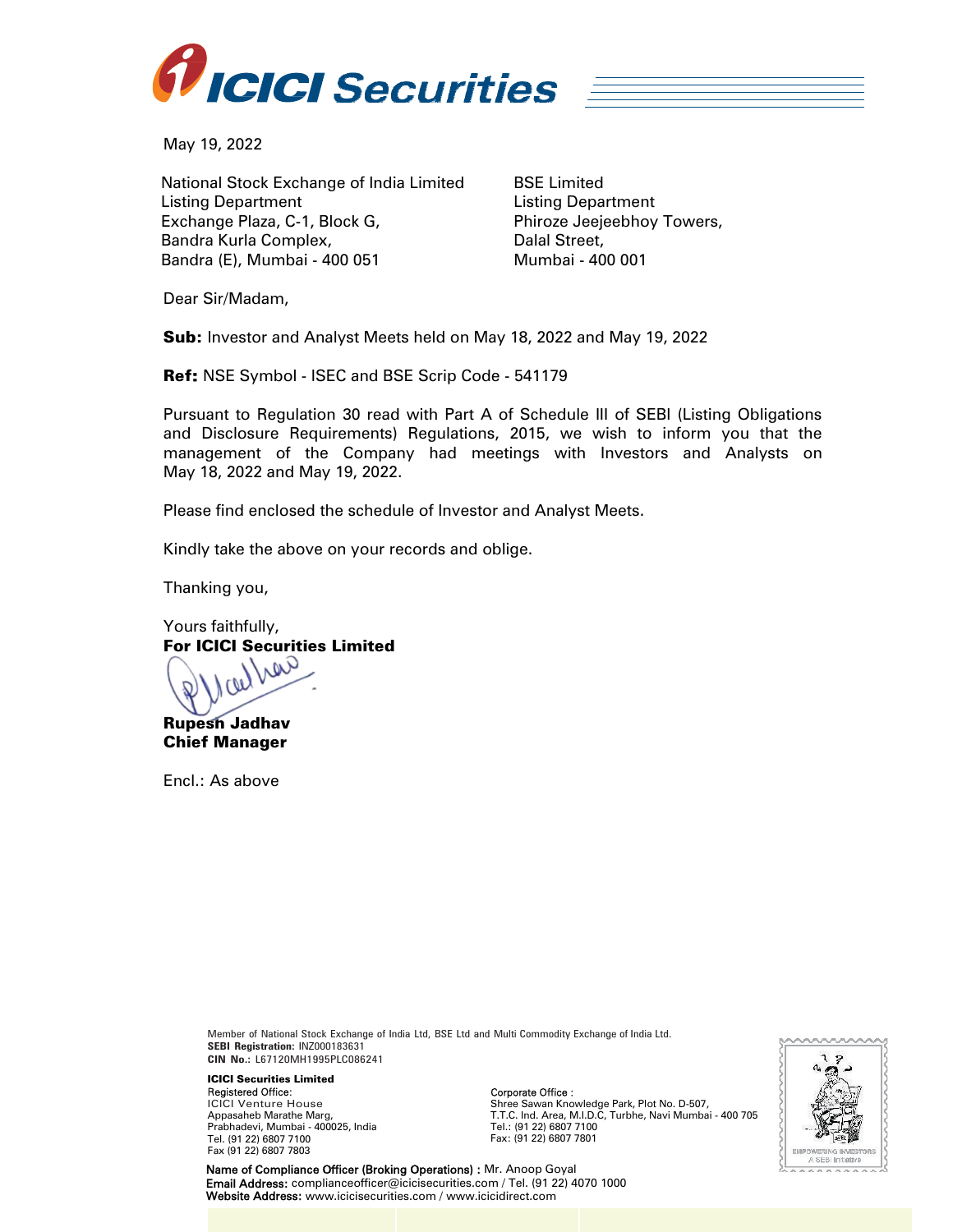May 19, 2022

National Stock Exchange of India Limited
Listing Department
Exchange Plaza, C-1, Block G,
Bandra Kurla Complex,
Bandra (E), Mumbai - 400 051

BSE Limited
Listing Department
Phiroze Jeejeebhoy Towers,
Dalal Street,
Mumbai - 400 001

Dear Sir/Madam,

**Sub:** Investor and Analyst Meets held on May 18, 2022 and May 19, 2022

**Ref:** NSE Symbol - ISEC and BSE Scrip Code - 541179

Pursuant to Regulation 30 read with Part A of Schedule III of SEBI (Listing Obligations and Disclosure Requirements) Regulations, 2015, we wish to inform you that the management of the Company had meetings with Investors and Analysts on May 18, 2022 and May 19, 2022.

Please find enclosed the schedule of Investor and Analyst Meets.

Kindly take the above on your records and oblige.

Thanking you,

Yours faithfully,
**For ICICI Securities Limited**

**Rupesh Jadhav**
**Chief Manager**

Encl.: As above

Member of National Stock Exchange of India Ltd, BSE Ltd and Multi Commodity Exchange of India Ltd.
**SEBI Registration:** INZ000183631
**CIN No.:** L67120MH1995PLC086241

**ICICI Securities Limited**
Registered Office:
ICICI Venture House
Appasaheb Marathe Marg,
Prabhadevi, Mumbai - 400025, India
Tel. (91 22) 6807 7100
Fax (91 22) 6807 7803

Corporate Office :
Shree Sawan Knowledge Park, Plot No. D-507,
T.T.C. Ind. Area, M.I.D.C, Turbhe, Navi Mumbai - 400 705
Tel.: (91 22) 6807 7100
Fax: (91 22) 6807 7801

**Name of Compliance Officer (Broking Operations) :** Mr. Anoop Goyal
**Email Address:** complianceofficer@icicisecurities.com / Tel. (91 22) 4070 1000
**Website Address:** www.icicisecurities.com / www.icicidirect.com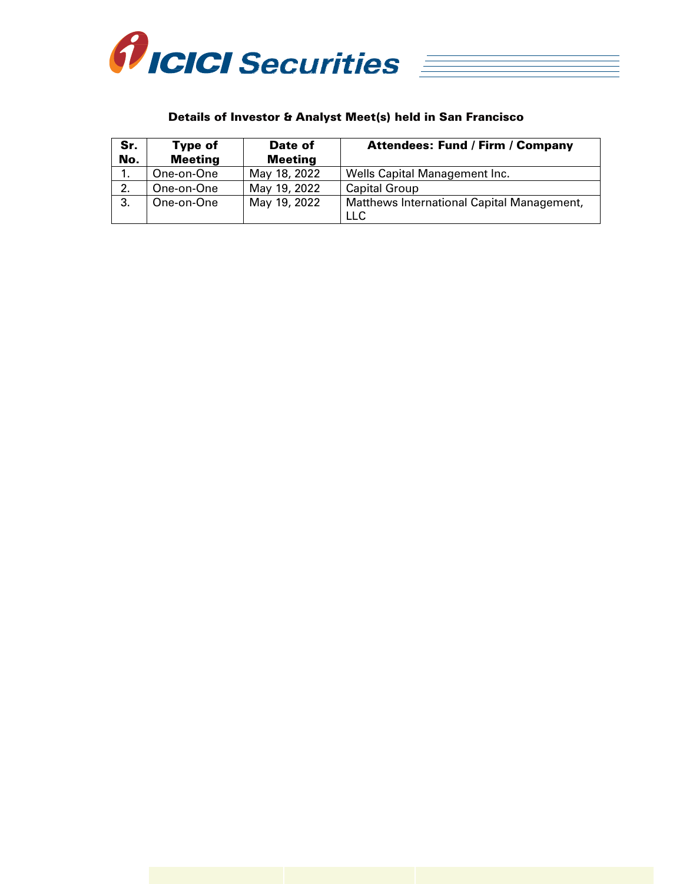**Details of Investor & Analyst Meet(s) held in San Francisco**

| Sr. No. | Type of Meeting | Date of Meeting | Attendees: Fund / Firm / Company |
|---|---|---|---|
| 1. | One-on-One | May 18, 2022 | Wells Capital Management Inc. |
| 2. | One-on-One | May 19, 2022 | Capital Group |
| 3. | One-on-One | May 19, 2022 | Matthews International Capital Management, LLC |